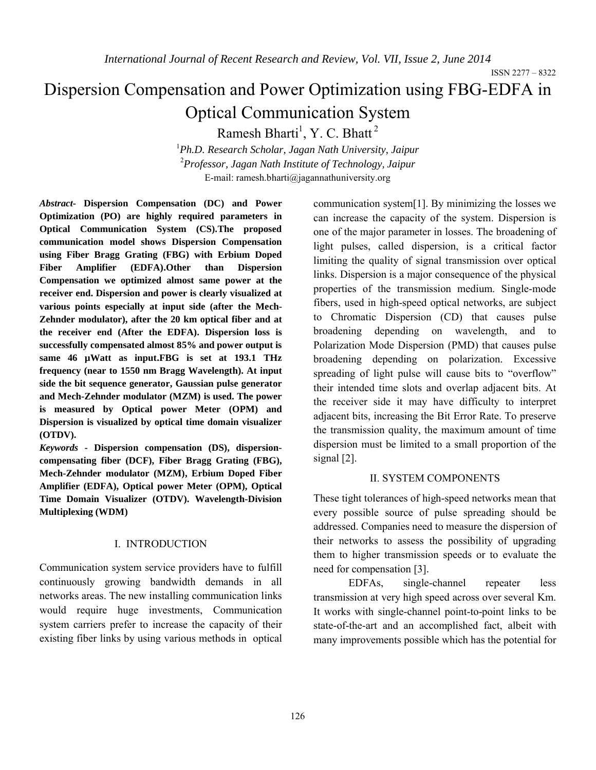# Dispersion Compensation and Power Optimization using FBG-EDFA in Optical Communication System

Ramesh Bharti[1], Y. C. Bhatt[2]

[1]*Ph.D. Research Scholar, Jagan Nath University, Jaipur*

[2]*Professor, Jagan Nath Institute of Technology, Jaipur*

E-mail: ramesh.bharti@jagannathuniversity.org

***Abstract*- Dispersion Compensation (DC) and Power Optimization (PO) are highly required parameters in Optical Communication System (CS).The proposed communication model shows Dispersion Compensation using Fiber Bragg Grating (FBG) with Erbium Doped Fiber Amplifier (EDFA).Other than Dispersion Compensation we optimized almost same power at the receiver end. Dispersion and power is clearly visualized at various points especially at input side (after the Mech-Zehnder modulator), after the 20 km optical fiber and at the receiver end (After the EDFA). Dispersion loss is successfully compensated almost 85% and power output is same 46 µWatt as input.FBG is set at 193.1 THz frequency (near to 1550 nm Bragg Wavelength). At input side the bit sequence generator, Gaussian pulse generator and Mech-Zehnder modulator (MZM) is used. The power is measured by Optical power Meter (OPM) and Dispersion is visualized by optical time domain visualizer (OTDV).**

***Keywords* - Dispersion compensation (DS), dispersion-compensating fiber (DCF), Fiber Bragg Grating (FBG), Mech-Zehnder modulator (MZM), Erbium Doped Fiber Amplifier (EDFA), Optical power Meter (OPM), Optical Time Domain Visualizer (OTDV). Wavelength-Division Multiplexing (WDM)**

## I. INTRODUCTION

Communication system service providers have to fulfill continuously growing bandwidth demands in all networks areas. The new installing communication links would require huge investments, Communication system carriers prefer to increase the capacity of their existing fiber links by using various methods in optical communication system[1]. By minimizing the losses we can increase the capacity of the system. Dispersion is one of the major parameter in losses. The broadening of light pulses, called dispersion, is a critical factor limiting the quality of signal transmission over optical links. Dispersion is a major consequence of the physical properties of the transmission medium. Single-mode fibers, used in high-speed optical networks, are subject to Chromatic Dispersion (CD) that causes pulse broadening depending on wavelength, and to Polarization Mode Dispersion (PMD) that causes pulse broadening depending on polarization. Excessive spreading of light pulse will cause bits to "overflow" their intended time slots and overlap adjacent bits. At the receiver side it may have difficulty to interpret adjacent bits, increasing the Bit Error Rate. To preserve the transmission quality, the maximum amount of time dispersion must be limited to a small proportion of the signal [2].

## II. SYSTEM COMPONENTS

These tight tolerances of high-speed networks mean that every possible source of pulse spreading should be addressed. Companies need to measure the dispersion of their networks to assess the possibility of upgrading them to higher transmission speeds or to evaluate the need for compensation [3].

EDFAs, single-channel repeater less transmission at very high speed across over several Km. It works with single-channel point-to-point links to be state-of-the-art and an accomplished fact, albeit with many improvements possible which has the potential for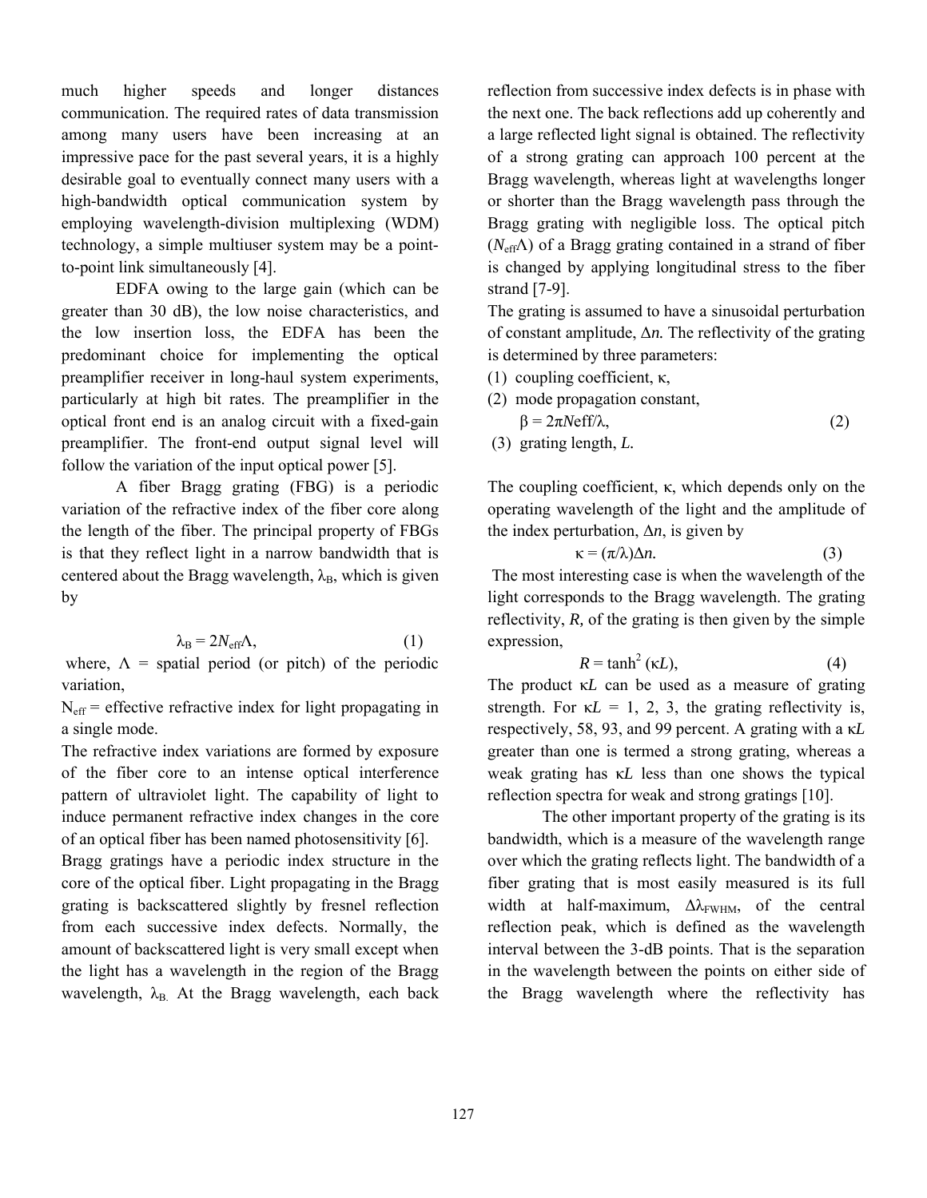much higher speeds and longer distances communication. The required rates of data transmission among many users have been increasing at an impressive pace for the past several years, it is a highly desirable goal to eventually connect many users with a high-bandwidth optical communication system by employing wavelength-division multiplexing (WDM) technology, a simple multiuser system may be a point-to-point link simultaneously [4].

EDFA owing to the large gain (which can be greater than 30 dB), the low noise characteristics, and the low insertion loss, the EDFA has been the predominant choice for implementing the optical preamplifier receiver in long-haul system experiments, particularly at high bit rates. The preamplifier in the optical front end is an analog circuit with a fixed-gain preamplifier. The front-end output signal level will follow the variation of the input optical power [5].

A fiber Bragg grating (FBG) is a periodic variation of the refractive index of the fiber core along the length of the fiber. The principal property of FBGs is that they reflect light in a narrow bandwidth that is centered about the Bragg wavelength, $\lambda_B$, which is given by

$$\lambda_B = 2N_{eff}\Lambda, \tag{1}$$

where, $\Lambda$ = spatial period (or pitch) of the periodic variation,

$N_{eff}$ = effective refractive index for light propagating in a single mode.

The refractive index variations are formed by exposure of the fiber core to an intense optical interference pattern of ultraviolet light. The capability of light to induce permanent refractive index changes in the core of an optical fiber has been named photosensitivity [6].

Bragg gratings have a periodic index structure in the core of the optical fiber. Light propagating in the Bragg grating is backscattered slightly by fresnel reflection from each successive index defects. Normally, the amount of backscattered light is very small except when the light has a wavelength in the region of the Bragg wavelength, $\lambda_B$. At the Bragg wavelength, each back reflection from successive index defects is in phase with the next one. The back reflections add up coherently and a large reflected light signal is obtained. The reflectivity of a strong grating can approach 100 percent at the Bragg wavelength, whereas light at wavelengths longer or shorter than the Bragg wavelength pass through the Bragg grating with negligible loss. The optical pitch ($N_{eff}\Lambda$) of a Bragg grating contained in a strand of fiber is changed by applying longitudinal stress to the fiber strand [7-9].

The grating is assumed to have a sinusoidal perturbation of constant amplitude, $\Delta n$. The reflectivity of the grating is determined by three parameters:

(1) coupling coefficient, $\kappa$,

(2) mode propagation constant,

$$\beta = 2\pi N\text{eff}/\lambda, \tag{2}$$

(3) grating length, $L$.

The coupling coefficient, $\kappa$, which depends only on the operating wavelength of the light and the amplitude of the index perturbation, $\Delta n$, is given by

$$\kappa = (\pi/\lambda)\Delta n. \tag{3}$$

The most interesting case is when the wavelength of the light corresponds to the Bragg wavelength. The grating reflectivity, $R$, of the grating is then given by the simple expression,

$$R = \tanh^2(\kappa L), \tag{4}$$

The product $\kappa L$ can be used as a measure of grating strength. For $\kappa L$ = 1, 2, 3, the grating reflectivity is, respectively, 58, 93, and 99 percent. A grating with a $\kappa L$ greater than one is termed a strong grating, whereas a weak grating has $\kappa L$ less than one shows the typical reflection spectra for weak and strong gratings [10].

The other important property of the grating is its bandwidth, which is a measure of the wavelength range over which the grating reflects light. The bandwidth of a fiber grating that is most easily measured is its full width at half-maximum, $\Delta\lambda_{FWHM}$, of the central reflection peak, which is defined as the wavelength interval between the 3-dB points. That is the separation in the wavelength between the points on either side of the Bragg wavelength where the reflectivity has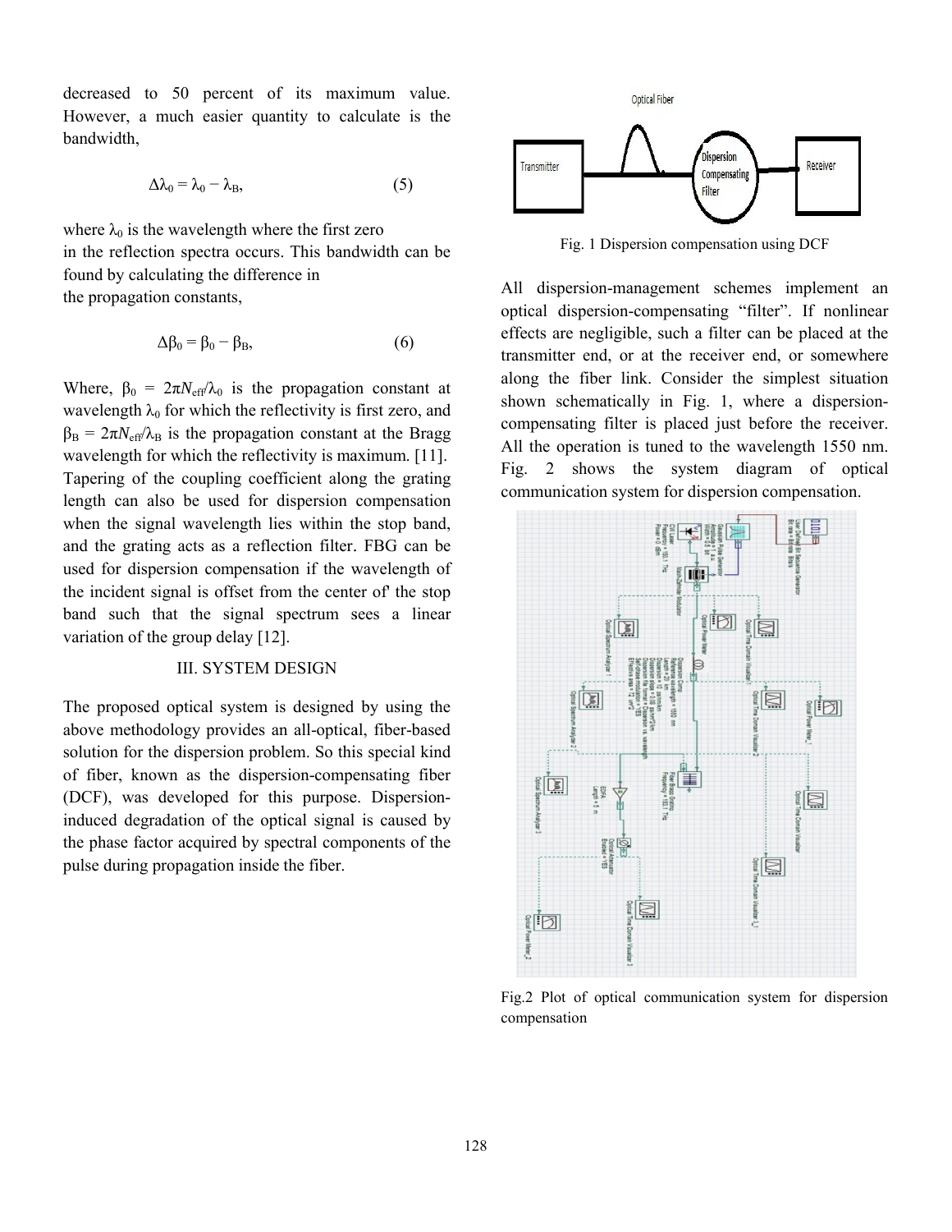decreased to 50 percent of its maximum value. However, a much easier quantity to calculate is the bandwidth,

$$\Delta\lambda_0 = \lambda_0 - \lambda_B, \tag{5}$$

where $\lambda_0$ is the wavelength where the first zero in the reflection spectra occurs. This bandwidth can be found by calculating the difference in the propagation constants,

$$\Delta\beta_0 = \beta_0 - \beta_B, \tag{6}$$

Where, $\beta_0 = 2\pi N_{eff}/\lambda_0$ is the propagation constant at wavelength $\lambda_0$ for which the reflectivity is first zero, and $\beta_B = 2\pi N_{eff}/\lambda_B$ is the propagation constant at the Bragg wavelength for which the reflectivity is maximum. [11]. Tapering of the coupling coefficient along the grating length can also be used for dispersion compensation when the signal wavelength lies within the stop band, and the grating acts as a reflection filter. FBG can be used for dispersion compensation if the wavelength of the incident signal is offset from the center of' the stop band such that the signal spectrum sees a linear variation of the group delay [12].

## III. SYSTEM DESIGN

The proposed optical system is designed by using the above methodology provides an all-optical, fiber-based solution for the dispersion problem. So this special kind of fiber, known as the dispersion-compensating fiber (DCF), was developed for this purpose. Dispersion-induced degradation of the optical signal is caused by the phase factor acquired by spectral components of the pulse during propagation inside the fiber.

Fig. 1 Dispersion compensation using DCF

All dispersion-management schemes implement an optical dispersion-compensating "filter". If nonlinear effects are negligible, such a filter can be placed at the transmitter end, or at the receiver end, or somewhere along the fiber link. Consider the simplest situation shown schematically in Fig. 1, where a dispersion-compensating filter is placed just before the receiver. All the operation is tuned to the wavelength 1550 nm. Fig. 2 shows the system diagram of optical communication system for dispersion compensation.

Fig.2 Plot of optical communication system for dispersion compensation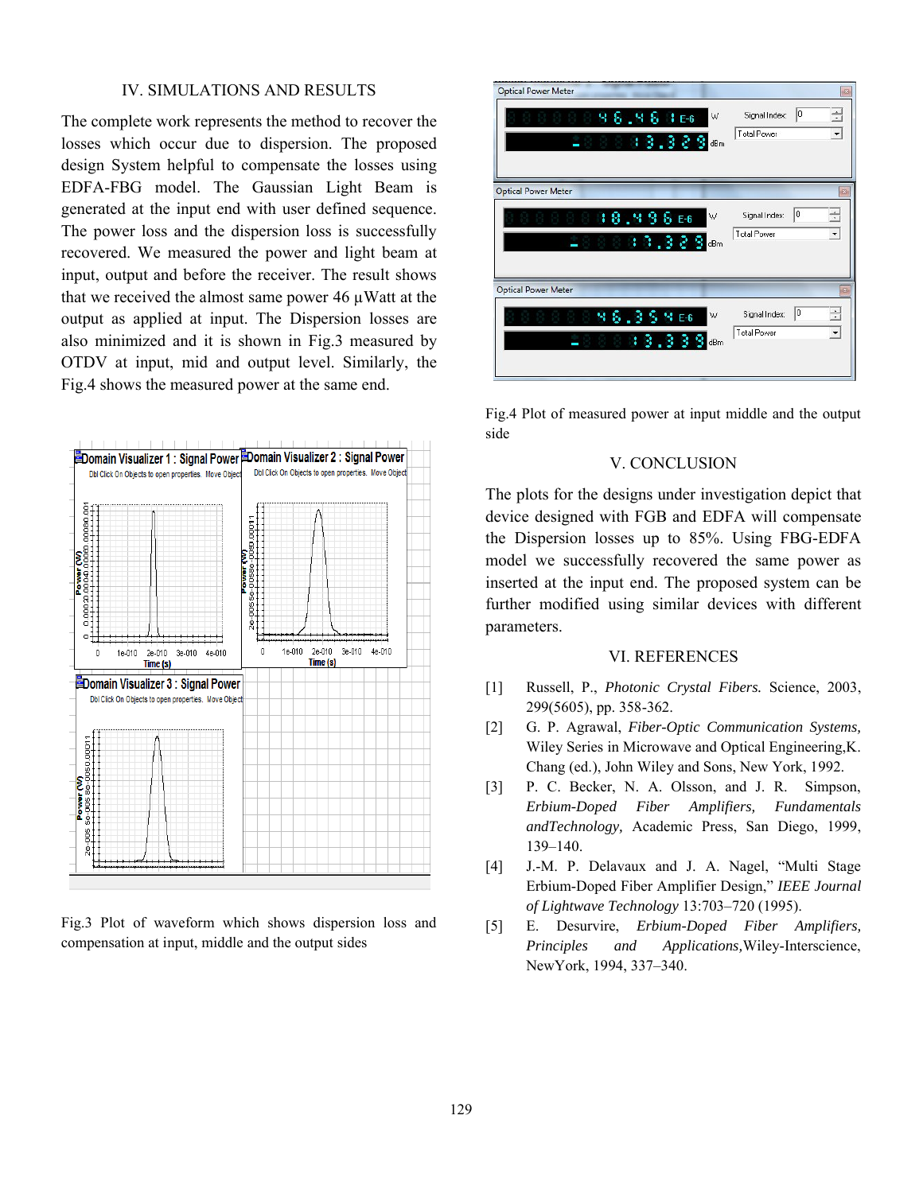## IV. SIMULATIONS AND RESULTS

The complete work represents the method to recover the losses which occur due to dispersion. The proposed design System helpful to compensate the losses using EDFA-FBG model. The Gaussian Light Beam is generated at the input end with user defined sequence. The power loss and the dispersion loss is successfully recovered. We measured the power and light beam at input, output and before the receiver. The result shows that we received the almost same power 46 µWatt at the output as applied at input. The Dispersion losses are also minimized and it is shown in Fig.3 measured by OTDV at input, mid and output level. Similarly, the Fig.4 shows the measured power at the same end.

Fig.3 Plot of waveform which shows dispersion loss and compensation at input, middle and the output sides

Fig.4 Plot of measured power at input middle and the output side

## V. CONCLUSION

The plots for the designs under investigation depict that device designed with FGB and EDFA will compensate the Dispersion losses up to 85%. Using FBG-EDFA model we successfully recovered the same power as inserted at the input end. The proposed system can be further modified using similar devices with different parameters.

## VI. REFERENCES

[1] Russell, P., *Photonic Crystal Fibers.* Science, 2003, 299(5605), pp. 358-362.

[2] G. P. Agrawal, *Fiber-Optic Communication Systems,* Wiley Series in Microwave and Optical Engineering,K. Chang (ed.), John Wiley and Sons, New York, 1992.

[3] P. C. Becker, N. A. Olsson, and J. R. Simpson, *Erbium-Doped Fiber Amplifiers, Fundamentals andTechnology,* Academic Press, San Diego, 1999, 139–140.

[4] J.-M. P. Delavaux and J. A. Nagel, "Multi Stage Erbium-Doped Fiber Amplifier Design," *IEEE Journal of Lightwave Technology* 13:703–720 (1995).

[5] E. Desurvire, *Erbium-Doped Fiber Amplifiers, Principles and Applications,*Wiley-Interscience, NewYork, 1994, 337–340.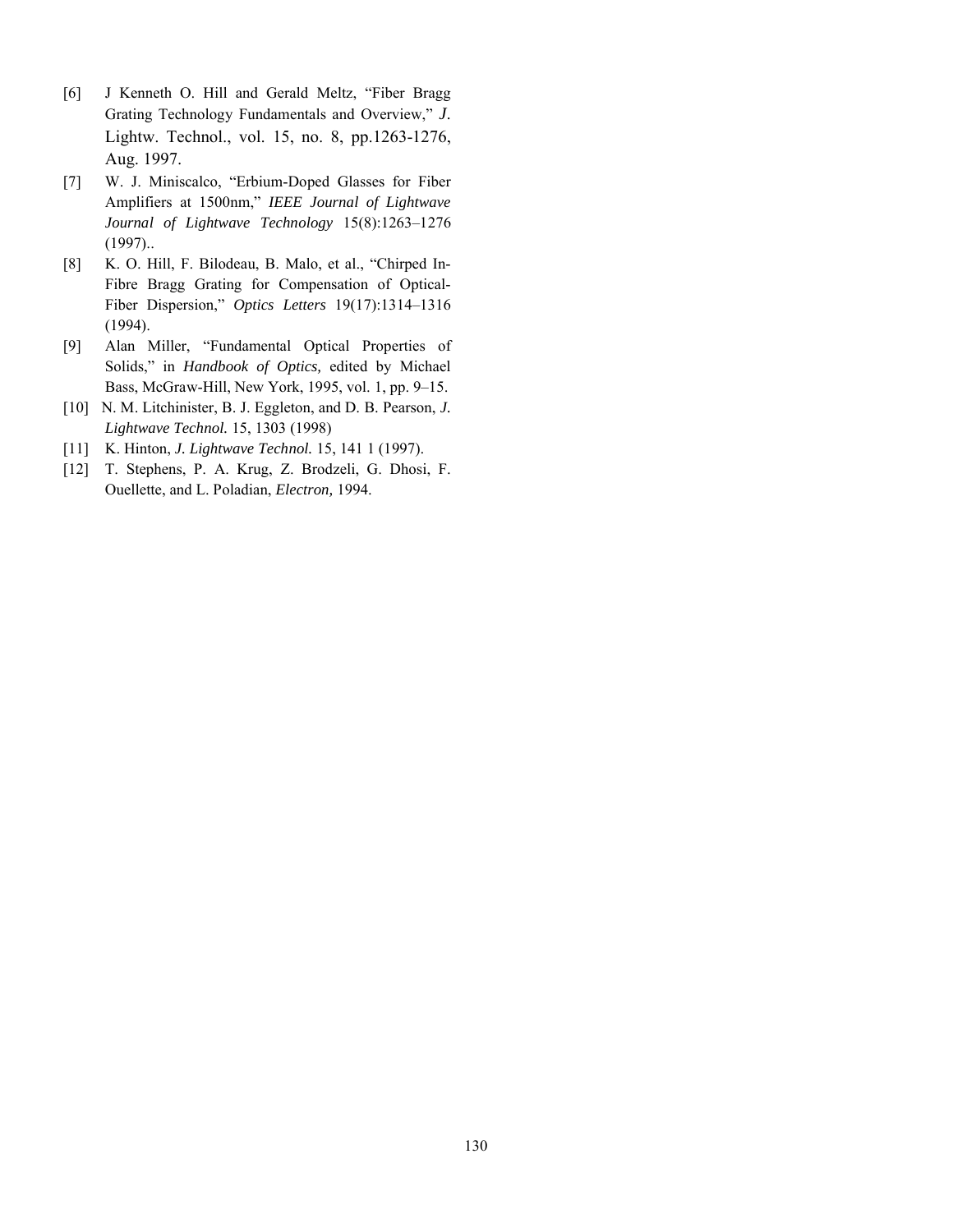[6] J Kenneth O. Hill and Gerald Meltz, "Fiber Bragg Grating Technology Fundamentals and Overview," *J*. Lightw. Technol., vol. 15, no. 8, pp.1263-1276, Aug. 1997.

[7] W. J. Miniscalco, "Erbium-Doped Glasses for Fiber Amplifiers at 1500nm," ***IEEE Journal of Lightwave Journal of Lightwave Technology*** 15(8):1263–1276 (1997)..

[8] K. O. Hill, F. Bilodeau, B. Malo, et al., "Chirped In-Fibre Bragg Grating for Compensation of Optical-Fiber Dispersion," *Optics Letters* 19(17):1314–1316 (1994).

[9] Alan Miller, "Fundamental Optical Properties of Solids," in *Handbook of Optics,* edited by Michael Bass, McGraw-Hill, New York, 1995, vol. 1, pp. 9–15.

[10] N. M. Litchinister, B. J. Eggleton, and D. B. Pearson, *J. Lightwave Technol.* 15, 1303 (1998)

[11] K. Hinton, *J. Lightwave Technol.* 15, 141 1 (1997).

[12] T. Stephens, P. A. Krug, Z. Brodzeli, G. Dhosi, F. Ouellette, and L. Poladian, *Electron,* 1994.